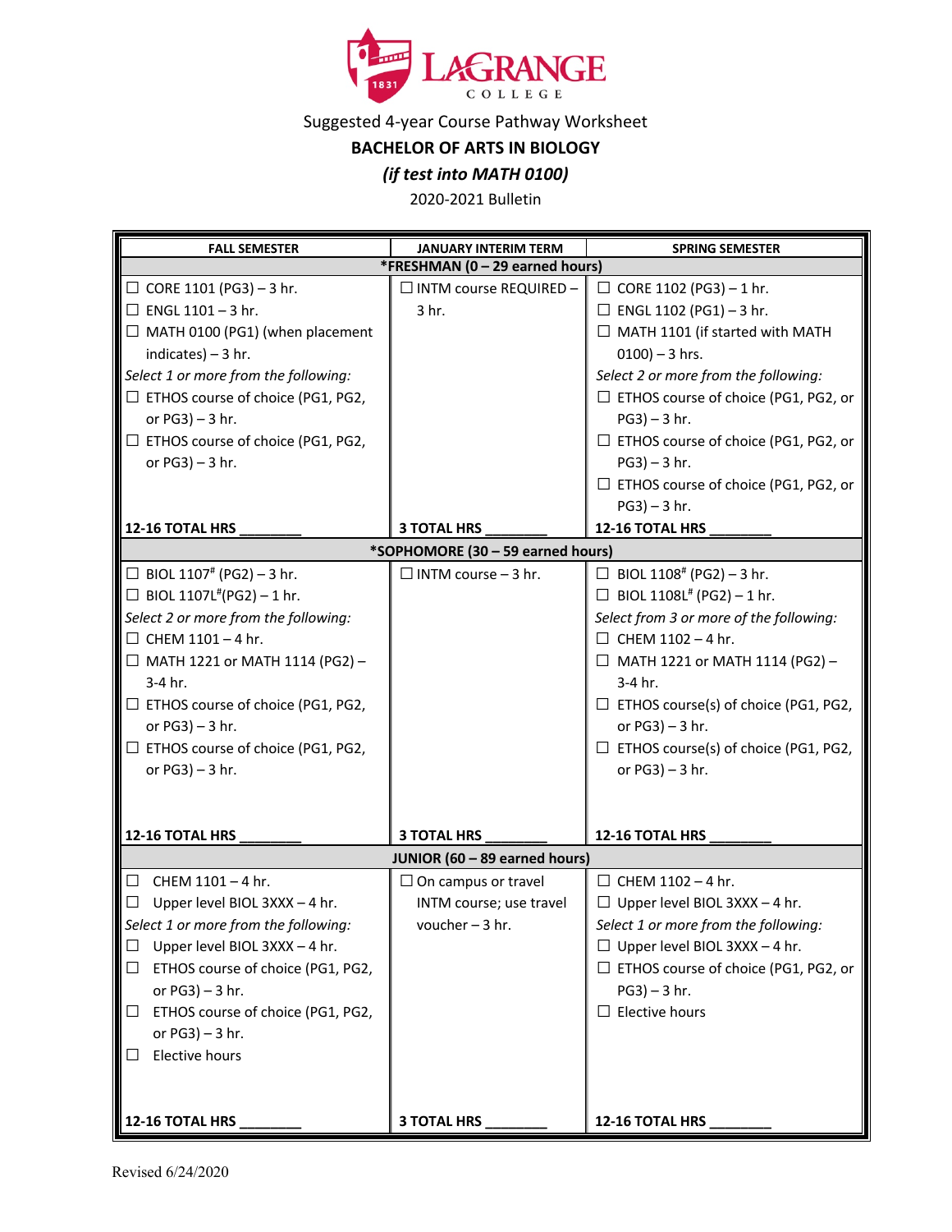LAGRANGE COLLEGE

Suggested 4-year Course Pathway Worksheet

**BACHELOR OF ARTS IN BIOLOGY**

***(if test into MATH 0100)***

2020-2021 Bulletin

| FALL SEMESTER | JANUARY INTERIM TERM | SPRING SEMESTER |
|---|---|---|
| ***FRESHMAN (0 – 29 earned hours)** | | |
| ☐ CORE 1101 (PG3) – 3 hr.<br>☐ ENGL 1101 – 3 hr.<br>☐ MATH 0100 (PG1) (when placement indicates) – 3 hr.<br>*Select 1 or more from the following:*<br>☐ ETHOS course of choice (PG1, PG2, or PG3) – 3 hr.<br>☐ ETHOS course of choice (PG1, PG2, or PG3) – 3 hr. | ☐ INTM course REQUIRED – 3 hr. | ☐ CORE 1102 (PG3) – 1 hr.<br>☐ ENGL 1102 (PG1) – 3 hr.<br>☐ MATH 1101 (if started with MATH 0100) – 3 hrs.<br>*Select 2 or more from the following:*<br>☐ ETHOS course of choice (PG1, PG2, or PG3) – 3 hr.<br>☐ ETHOS course of choice (PG1, PG2, or PG3) – 3 hr.<br>☐ ETHOS course of choice (PG1, PG2, or PG3) – 3 hr. |
| **12-16 TOTAL HRS ________** | **3 TOTAL HRS ________** | **12-16 TOTAL HRS ________** |
| ***SOPHOMORE (30 – 59 earned hours)** | | |
| ☐ BIOL 1107[#] (PG2) – 3 hr.<br>☐ BIOL 1107L[#](PG2) – 1 hr.<br>*Select 2 or more from the following:*<br>☐ CHEM 1101 – 4 hr.<br>☐ MATH 1221 or MATH 1114 (PG2) – 3-4 hr.<br>☐ ETHOS course of choice (PG1, PG2, or PG3) – 3 hr.<br>☐ ETHOS course of choice (PG1, PG2, or PG3) – 3 hr. | ☐ INTM course – 3 hr. | ☐ BIOL 1108[#] (PG2) – 3 hr.<br>☐ BIOL 1108L[#] (PG2) – 1 hr.<br>*Select from 3 or more of the following:*<br>☐ CHEM 1102 – 4 hr.<br>☐ MATH 1221 or MATH 1114 (PG2) – 3-4 hr.<br>☐ ETHOS course(s) of choice (PG1, PG2, or PG3) – 3 hr.<br>☐ ETHOS course(s) of choice (PG1, PG2, or PG3) – 3 hr. |
| **12-16 TOTAL HRS ________** | **3 TOTAL HRS ________** | **12-16 TOTAL HRS ________** |
| **JUNIOR (60 – 89 earned hours)** | | |
| ☐ CHEM 1101 – 4 hr.<br>☐ Upper level BIOL 3XXX – 4 hr.<br>*Select 1 or more from the following:*<br>☐ Upper level BIOL 3XXX – 4 hr.<br>☐ ETHOS course of choice (PG1, PG2, or PG3) – 3 hr.<br>☐ ETHOS course of choice (PG1, PG2, or PG3) – 3 hr.<br>☐ Elective hours | ☐ On campus or travel INTM course; use travel voucher – 3 hr. | ☐ CHEM 1102 – 4 hr.<br>☐ Upper level BIOL 3XXX – 4 hr.<br>*Select 1 or more from the following:*<br>☐ Upper level BIOL 3XXX – 4 hr.<br>☐ ETHOS course of choice (PG1, PG2, or PG3) – 3 hr.<br>☐ Elective hours |
| **12-16 TOTAL HRS ________** | **3 TOTAL HRS ________** | **12-16 TOTAL HRS ________** |

Revised 6/24/2020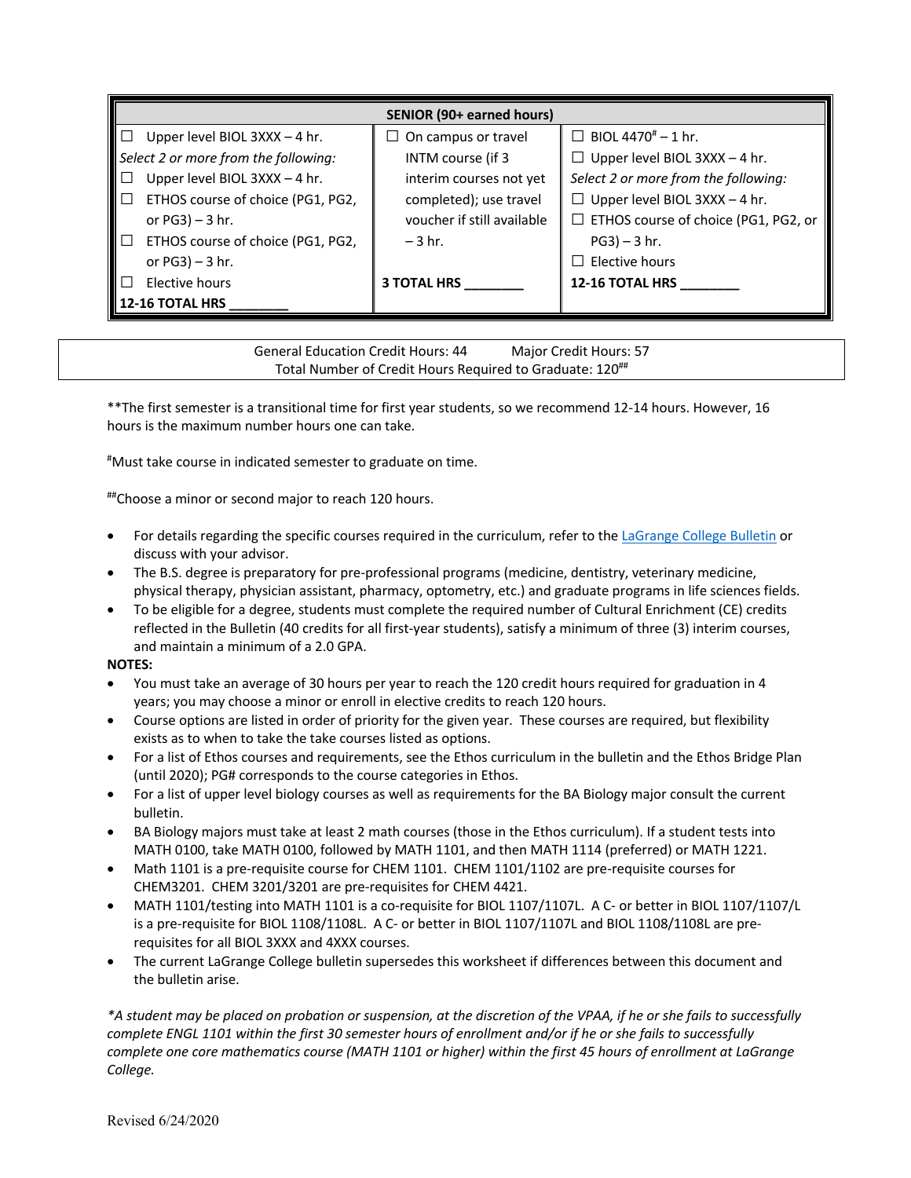| SENIOR (90+ earned hours) | | |
|---|---|---|
| ☐ Upper level BIOL 3XXX – 4 hr.<br>*Select 2 or more from the following:*<br>☐ Upper level BIOL 3XXX – 4 hr.<br>☐ ETHOS course of choice (PG1, PG2, or PG3) – 3 hr.<br>☐ ETHOS course of choice (PG1, PG2, or PG3) – 3 hr.<br>☐ Elective hours<br>**12-16 TOTAL HRS ________** | ☐ On campus or travel INTM course (if 3 interim courses not yet completed); use travel voucher if still available – 3 hr.<br>**3 TOTAL HRS ________** | ☐ BIOL 4470# – 1 hr.<br>☐ Upper level BIOL 3XXX – 4 hr.<br>*Select 2 or more from the following:*<br>☐ Upper level BIOL 3XXX – 4 hr.<br>☐ ETHOS course of choice (PG1, PG2, or PG3) – 3 hr.<br>☐ Elective hours<br>**12-16 TOTAL HRS ________** |

General Education Credit Hours: 44  Major Credit Hours: 57
Total Number of Credit Hours Required to Graduate: 120##

**The first semester is a transitional time for first year students, so we recommend 12-14 hours. However, 16 hours is the maximum number hours one can take.

#Must take course in indicated semester to graduate on time.

##Choose a minor or second major to reach 120 hours.

- For details regarding the specific courses required in the curriculum, refer to the LaGrange College Bulletin or discuss with your advisor.
- The B.S. degree is preparatory for pre-professional programs (medicine, dentistry, veterinary medicine, physical therapy, physician assistant, pharmacy, optometry, etc.) and graduate programs in life sciences fields.
- To be eligible for a degree, students must complete the required number of Cultural Enrichment (CE) credits reflected in the Bulletin (40 credits for all first-year students), satisfy a minimum of three (3) interim courses, and maintain a minimum of a 2.0 GPA.

**NOTES:**

- You must take an average of 30 hours per year to reach the 120 credit hours required for graduation in 4 years; you may choose a minor or enroll in elective credits to reach 120 hours.
- Course options are listed in order of priority for the given year. These courses are required, but flexibility exists as to when to take the take courses listed as options.
- For a list of Ethos courses and requirements, see the Ethos curriculum in the bulletin and the Ethos Bridge Plan (until 2020); PG# corresponds to the course categories in Ethos.
- For a list of upper level biology courses as well as requirements for the BA Biology major consult the current bulletin.
- BA Biology majors must take at least 2 math courses (those in the Ethos curriculum). If a student tests into MATH 0100, take MATH 0100, followed by MATH 1101, and then MATH 1114 (preferred) or MATH 1221.
- Math 1101 is a pre-requisite course for CHEM 1101. CHEM 1101/1102 are pre-requisite courses for CHEM3201. CHEM 3201/3201 are pre-requisites for CHEM 4421.
- MATH 1101/testing into MATH 1101 is a co-requisite for BIOL 1107/1107L. A C- or better in BIOL 1107/1107/L is a pre-requisite for BIOL 1108/1108L. A C- or better in BIOL 1107/1107L and BIOL 1108/1108L are pre-requisites for all BIOL 3XXX and 4XXX courses.
- The current LaGrange College bulletin supersedes this worksheet if differences between this document and the bulletin arise.

**A student may be placed on probation or suspension, at the discretion of the VPAA, if he or she fails to successfully complete ENGL 1101 within the first 30 semester hours of enrollment and/or if he or she fails to successfully complete one core mathematics course (MATH 1101 or higher) within the first 45 hours of enrollment at LaGrange College.*

Revised 6/24/2020